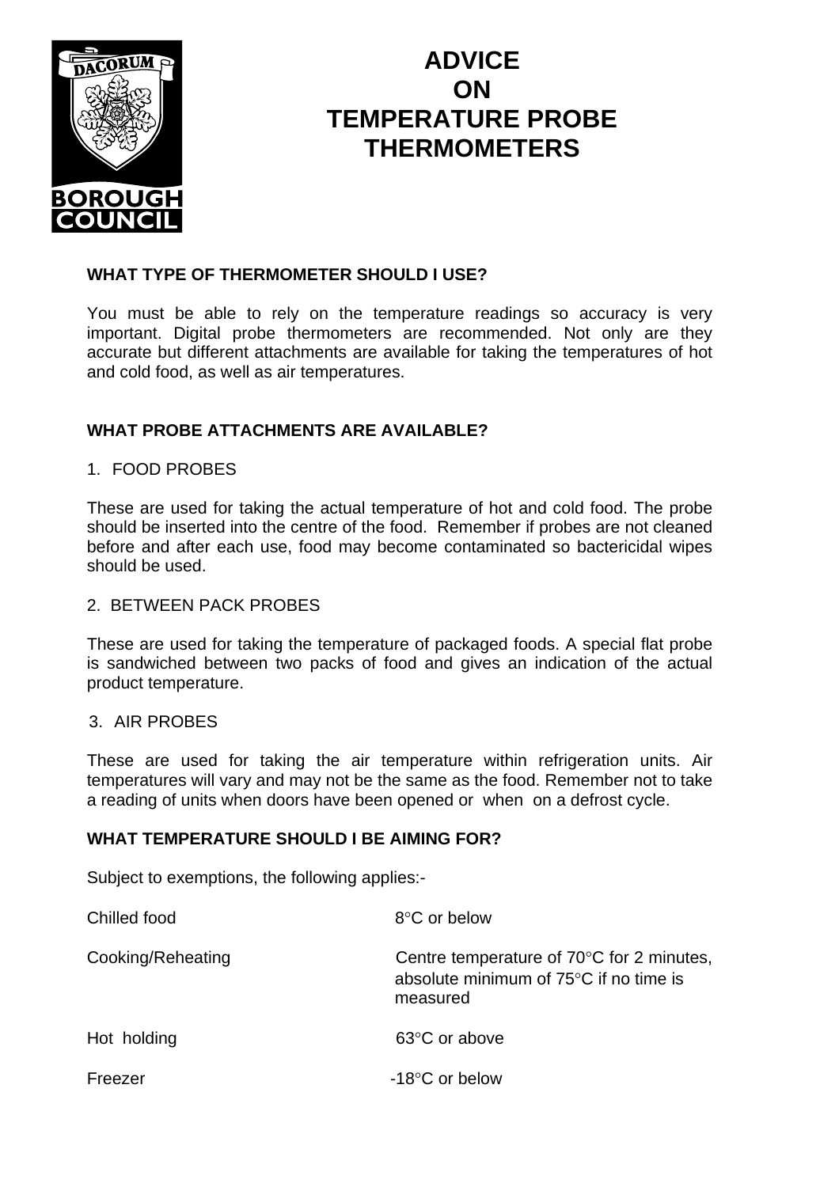# ADVICE ON TEMPERATURE PROBE THERMOMETERS

**WHAT TYPE OF THERMOMETER SHOULD I USE?**

You must be able to rely on the temperature readings so accuracy is very important. Digital probe thermometers are recommended. Not only are they accurate but different attachments are available for taking the temperatures of hot and cold food, as well as air temperatures.

**WHAT PROBE ATTACHMENTS ARE AVAILABLE?**

1. FOOD PROBES

These are used for taking the actual temperature of hot and cold food. The probe should be inserted into the centre of the food. Remember if probes are not cleaned before and after each use, food may become contaminated so bactericidal wipes should be used.

2. BETWEEN PACK PROBES

These are used for taking the temperature of packaged foods. A special flat probe is sandwiched between two packs of food and gives an indication of the actual product temperature.

3. AIR PROBES

These are used for taking the air temperature within refrigeration units. Air temperatures will vary and may not be the same as the food. Remember not to take a reading of units when doors have been opened or when on a defrost cycle.

**WHAT TEMPERATURE SHOULD I BE AIMING FOR?**

Subject to exemptions, the following applies:-

| | |
|---|---|
| Chilled food | 8°C or below |
| Cooking/Reheating | Centre temperature of 70°C for 2 minutes, absolute minimum of 75°C if no time is measured |
| Hot holding | 63°C or above |
| Freezer | -18°C or below |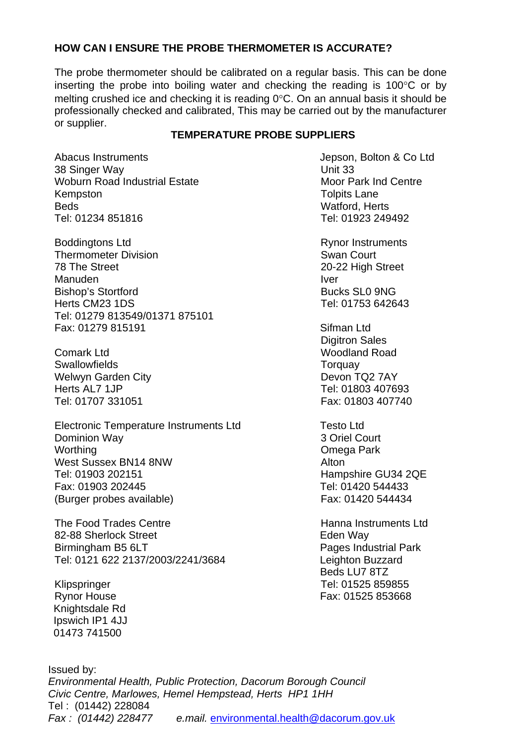**HOW CAN I ENSURE THE PROBE THERMOMETER IS ACCURATE?**

The probe thermometer should be calibrated on a regular basis. This can be done inserting the probe into boiling water and checking the reading is 100°C or by melting crushed ice and checking it is reading 0°C. On an annual basis it should be professionally checked and calibrated, This may be carried out by the manufacturer or supplier.

**TEMPERATURE PROBE SUPPLIERS**

Abacus Instruments
38 Singer Way
Woburn Road Industrial Estate
Kempston
Beds
Tel: 01234 851816

Boddingtons Ltd
Thermometer Division
78 The Street
Manuden
Bishop's Stortford
Herts CM23 1DS
Tel: 01279 813549/01371 875101
Fax: 01279 815191

Comark Ltd
Swallowfields
Welwyn Garden City
Herts AL7 1JP
Tel: 01707 331051

Electronic Temperature Instruments Ltd
Dominion Way
Worthing
West Sussex BN14 8NW
Tel: 01903 202151
Fax: 01903 202445
(Burger probes available)

The Food Trades Centre
82-88 Sherlock Street
Birmingham B5 6LT
Tel: 0121 622 2137/2003/2241/3684

Klipspringer
Rynor House
Knightsdale Rd
Ipswich IP1 4JJ
01473 741500

Jepson, Bolton & Co Ltd
Unit 33
Moor Park Ind Centre
Tolpits Lane
Watford, Herts
Tel: 01923 249492

Rynor Instruments
Swan Court
20-22 High Street
Iver
Bucks SL0 9NG
Tel: 01753 642643

Sifman Ltd
Digitron Sales
Woodland Road
Torquay
Devon TQ2 7AY
Tel: 01803 407693
Fax: 01803 407740

Testo Ltd
3 Oriel Court
Omega Park
Alton
Hampshire GU34 2QE
Tel: 01420 544433
Fax: 01420 544434

Hanna Instruments Ltd
Eden Way
Pages Industrial Park
Leighton Buzzard
Beds LU7 8TZ
Tel: 01525 859855
Fax: 01525 853668

Issued by:
*Environmental Health, Public Protection, Dacorum Borough Council*
*Civic Centre, Marlowes, Hemel Hempstead, Herts HP1 1HH*
Tel : (01442) 228084
*Fax : (01442) 228477* *e.mail.* environmental.health@dacorum.gov.uk